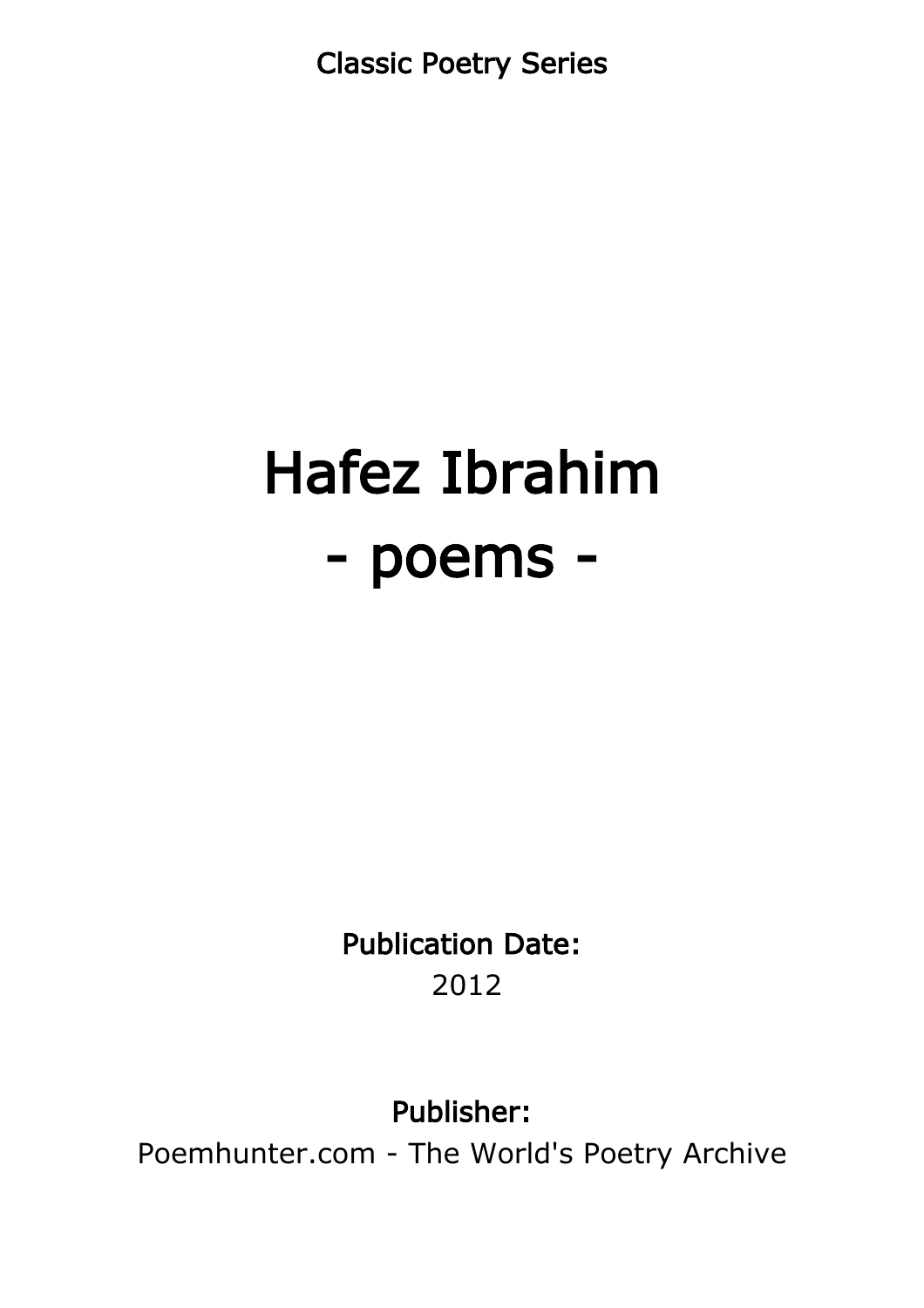Classic Poetry Series

# Hafez Ibrahim
# - poems -

**Publication Date:**
2012

**Publisher:**
Poemhunter.com - The World's Poetry Archive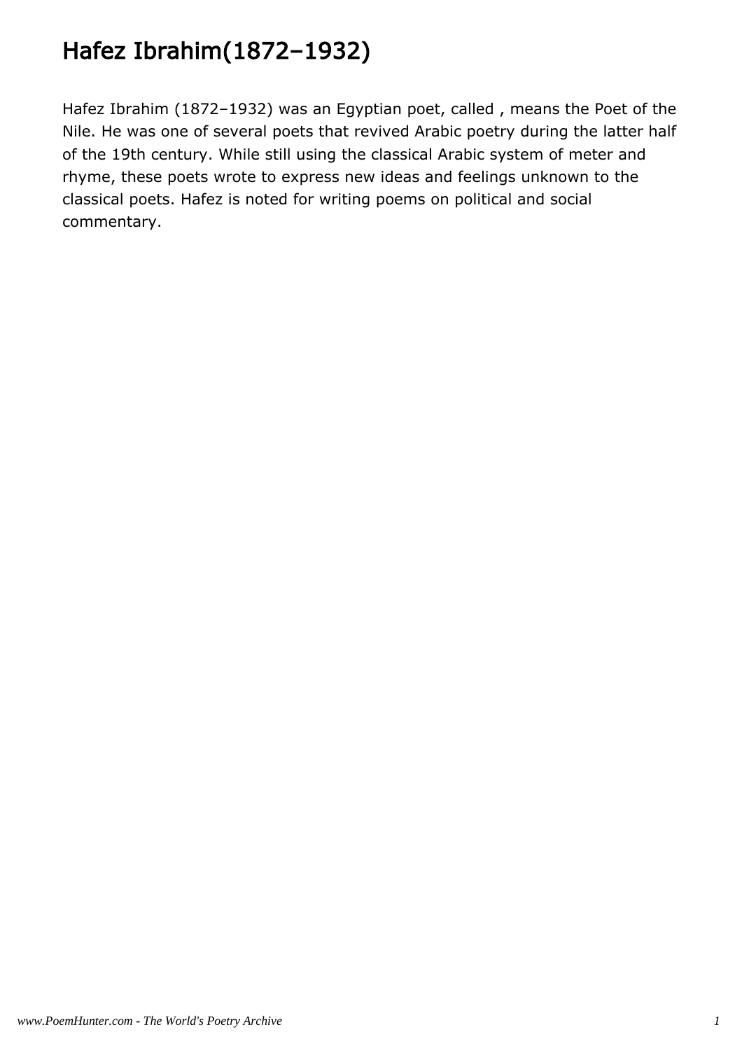# Hafez Ibrahim(1872–1932)

Hafez Ibrahim (1872–1932) was an Egyptian poet, called , means the Poet of the Nile. He was one of several poets that revived Arabic poetry during the latter half of the 19th century. While still using the classical Arabic system of meter and rhyme, these poets wrote to express new ideas and feelings unknown to the classical poets. Hafez is noted for writing poems on political and social commentary.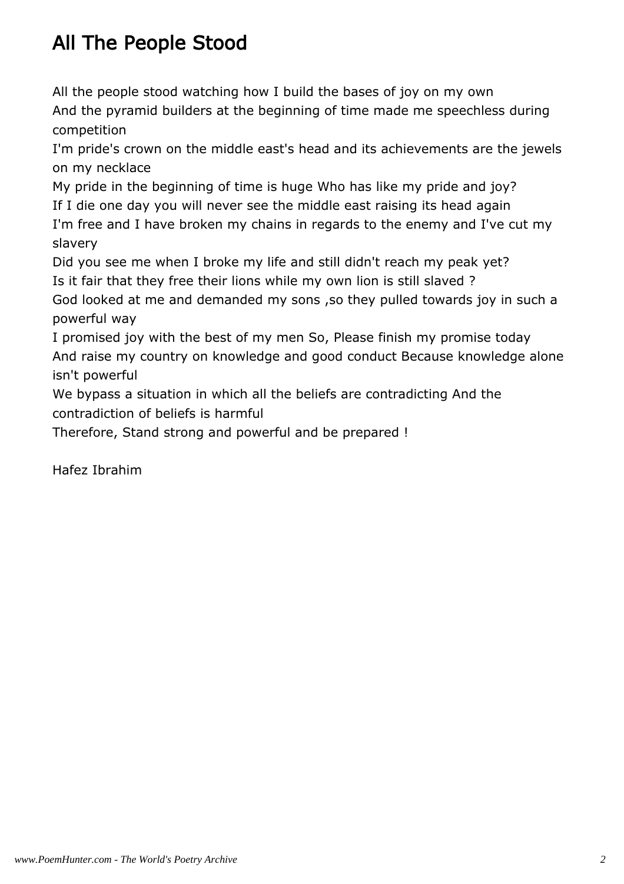# All The People Stood

All the people stood watching how I build the bases of joy on my own
And the pyramid builders at the beginning of time made me speechless during competition
I'm pride's crown on the middle east's head and its achievements are the jewels on my necklace
My pride in the beginning of time is huge Who has like my pride and joy?
If I die one day you will never see the middle east raising its head again
I'm free and I have broken my chains in regards to the enemy and I've cut my slavery
Did you see me when I broke my life and still didn't reach my peak yet?
Is it fair that they free their lions while my own lion is still slaved ?
God looked at me and demanded my sons ,so they pulled towards joy in such a powerful way
I promised joy with the best of my men So, Please finish my promise today
And raise my country on knowledge and good conduct Because knowledge alone isn't powerful
We bypass a situation in which all the beliefs are contradicting And the contradiction of beliefs is harmful
Therefore, Stand strong and powerful and be prepared !

Hafez Ibrahim